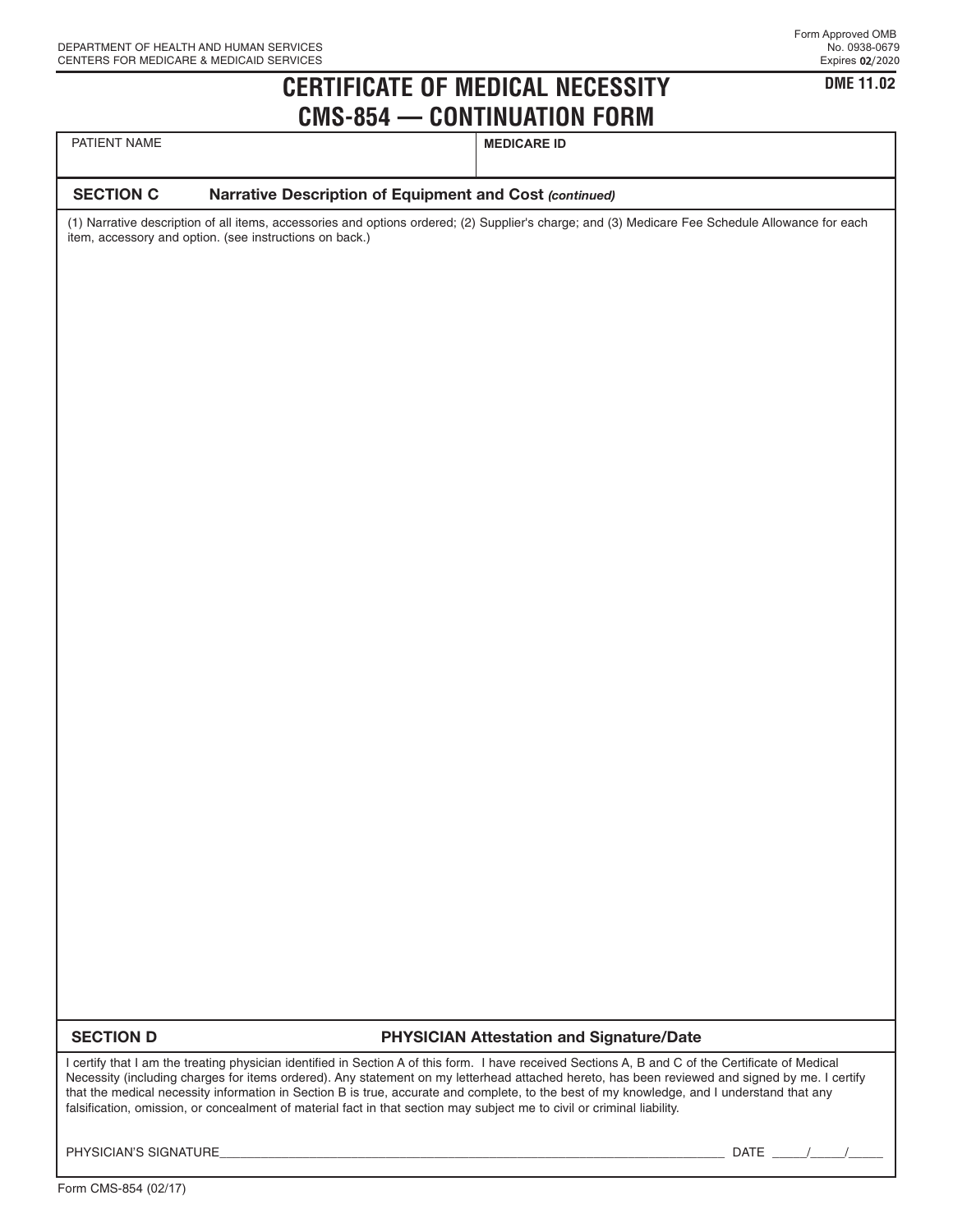DEPARTMENT OF HEALTH AND HUMAN SERVICES
CENTERS FOR MEDICARE & MEDICAID SERVICES

Form Approved OMB No. 0938-0679
Expires 02/2020

# CERTIFICATE OF MEDICAL NECESSITY
# CMS-854 — CONTINUATION FORM

**DME 11.02**

| PATIENT NAME | **MEDICARE ID** |
|---|---|
| | |

## SECTION C Narrative Description of Equipment and Cost *(continued)*

(1) Narrative description of all items, accessories and options ordered; (2) Supplier's charge; and (3) Medicare Fee Schedule Allowance for each item, accessory and option. (see instructions on back.)

## SECTION D PHYSICIAN Attestation and Signature/Date

I certify that I am the treating physician identified in Section A of this form. I have received Sections A, B and C of the Certificate of Medical Necessity (including charges for items ordered). Any statement on my letterhead attached hereto, has been reviewed and signed by me. I certify that the medical necessity information in Section B is true, accurate and complete, to the best of my knowledge, and I understand that any falsification, omission, or concealment of material fact in that section may subject me to civil or criminal liability.

PHYSICIAN'S SIGNATURE\_\_\_\_\_\_\_\_\_\_\_\_\_\_\_\_\_\_\_\_\_\_\_\_\_\_\_\_\_\_\_\_\_\_\_\_\_\_\_\_ DATE \_\_\_\_\_/\_\_\_\_\_/\_\_\_\_\_

Form CMS-854 (02/17)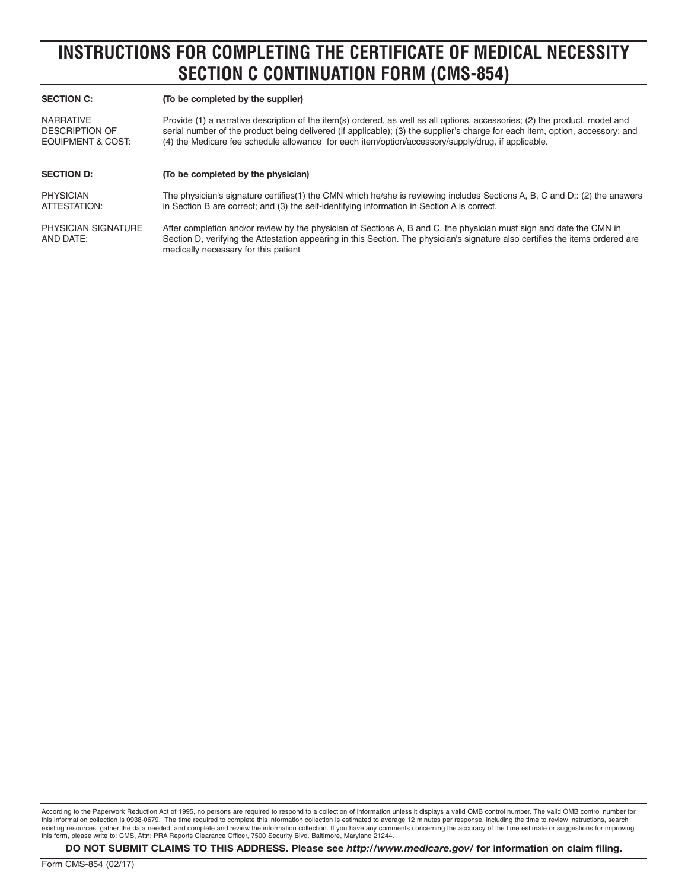# INSTRUCTIONS FOR COMPLETING THE CERTIFICATE OF MEDICAL NECESSITY SECTION C CONTINUATION FORM (CMS-854)

| | |
|---|---|
| **SECTION C:** | **(To be completed by the supplier)** |
| NARRATIVE DESCRIPTION OF EQUIPMENT & COST: | Provide (1) a narrative description of the item(s) ordered, as well as all options, accessories; (2) the product, model and serial number of the product being delivered (if applicable); (3) the supplier's charge for each item, option, accessory; and (4) the Medicare fee schedule allowance for each item/option/accessory/supply/drug, if applicable. |
| **SECTION D:** | **(To be completed by the physician)** |
| PHYSICIAN ATTESTATION: | The physician's signature certifies(1) the CMN which he/she is reviewing includes Sections A, B, C and D;: (2) the answers in Section B are correct; and (3) the self-identifying information in Section A is correct. |
| PHYSICIAN SIGNATURE AND DATE: | After completion and/or review by the physician of Sections A, B and C, the physician must sign and date the CMN in Section D, verifying the Attestation appearing in this Section. The physician's signature also certifies the items ordered are medically necessary for this patient |

According to the Paperwork Reduction Act of 1995, no persons are required to respond to a collection of information unless it displays a valid OMB control number. The valid OMB control number for this information collection is 0938-0679. The time required to complete this information collection is estimated to average 12 minutes per response, including the time to review instructions, search existing resources, gather the data needed, and complete and review the information collection. If you have any comments concerning the accuracy of the time estimate or suggestions for improving this form, please write to: CMS, Attn: PRA Reports Clearance Officer, 7500 Security Blvd. Baltimore, Maryland 21244.

**DO NOT SUBMIT CLAIMS TO THIS ADDRESS. Please see *http://www.medicare.gov/* for information on claim filing.**

Form CMS-854 (02/17)